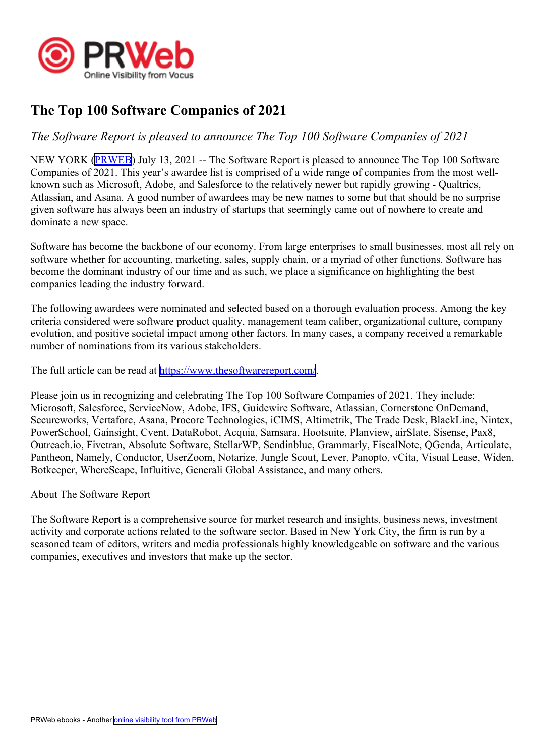# The Top 100 Software Companies of 2021

*The Software Report is pleased to announce The Top 100 Software Companies of 2021*

NEW YORK (PRWEB) July 13, 2021 -- The Software Report is pleased to announce The Top 100 Software Companies of 2021. This year's awardee list is comprised of a wide range of companies from the most well-known such as Microsoft, Adobe, and Salesforce to the relatively newer but rapidly growing - Qualtrics, Atlassian, and Asana. A good number of awardees may be new names to some but that should be no surprise given software has always been an industry of startups that seemingly came out of nowhere to create and dominate a new space.

Software has become the backbone of our economy. From large enterprises to small businesses, most all rely on software whether for accounting, marketing, sales, supply chain, or a myriad of other functions. Software has become the dominant industry of our time and as such, we place a significance on highlighting the best companies leading the industry forward.

The following awardees were nominated and selected based on a thorough evaluation process. Among the key criteria considered were software product quality, management team caliber, organizational culture, company evolution, and positive societal impact among other factors. In many cases, a company received a remarkable number of nominations from its various stakeholders.

The full article can be read at https://www.thesoftwarereport.com/.

Please join us in recognizing and celebrating The Top 100 Software Companies of 2021. They include: Microsoft, Salesforce, ServiceNow, Adobe, IFS, Guidewire Software, Atlassian, Cornerstone OnDemand, Secureworks, Vertafore, Asana, Procore Technologies, iCIMS, Altimetrik, The Trade Desk, BlackLine, Nintex, PowerSchool, Gainsight, Cvent, DataRobot, Acquia, Samsara, Hootsuite, Planview, airSlate, Sisense, Pax8, Outreach.io, Fivetran, Absolute Software, StellarWP, Sendinblue, Grammarly, FiscalNote, QGenda, Articulate, Pantheon, Namely, Conductor, UserZoom, Notarize, Jungle Scout, Lever, Panopto, vCita, Visual Lease, Widen, Botkeeper, WhereScape, Influitive, Generali Global Assistance, and many others.

About The Software Report

The Software Report is a comprehensive source for market research and insights, business news, investment activity and corporate actions related to the software sector. Based in New York City, the firm is run by a seasoned team of editors, writers and media professionals highly knowledgeable on software and the various companies, executives and investors that make up the sector.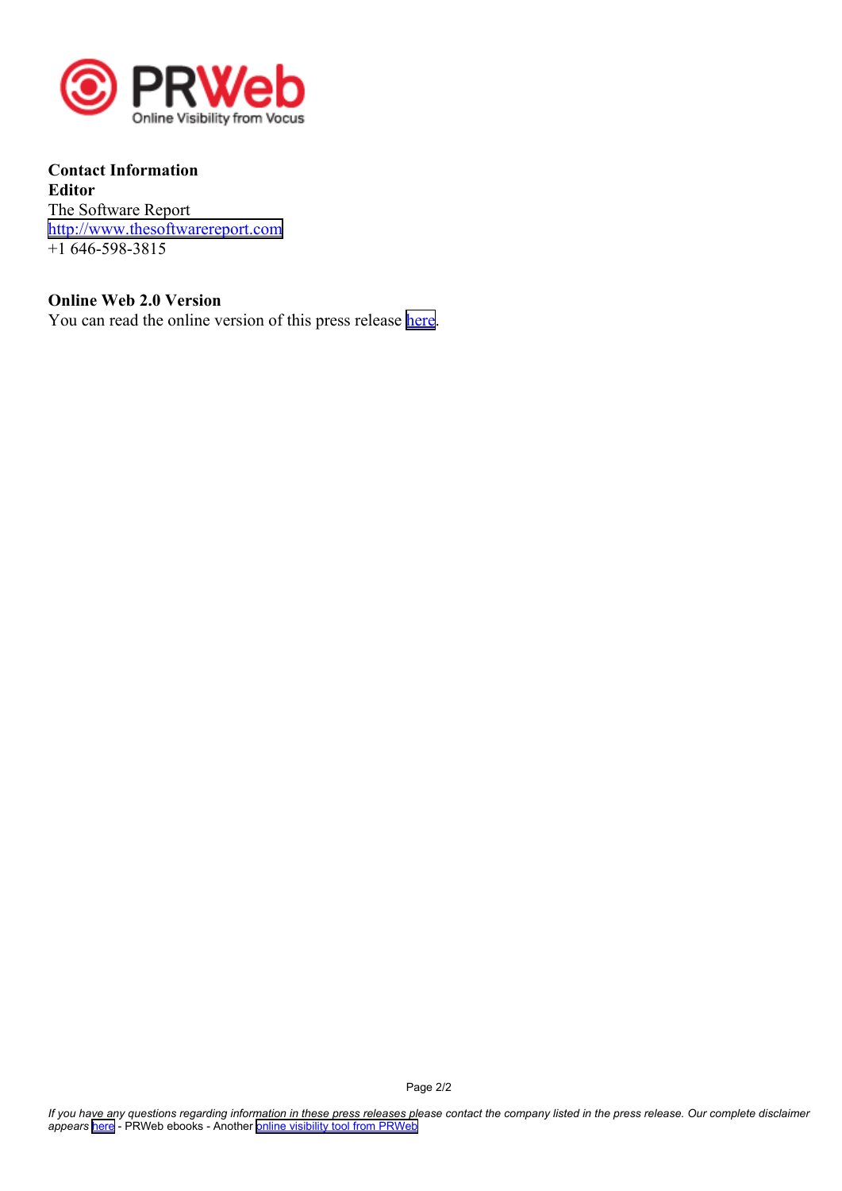**Contact Information**
**Editor**
The Software Report
http://www.thesoftwarereport.com
+1 646-598-3815

**Online Web 2.0 Version**
You can read the online version of this press release here.

*If you have any questions regarding information in these press releases please contact the company listed in the press release. Our complete disclaimer appears here* - PRWeb ebooks - Another online visibility tool from PRWeb